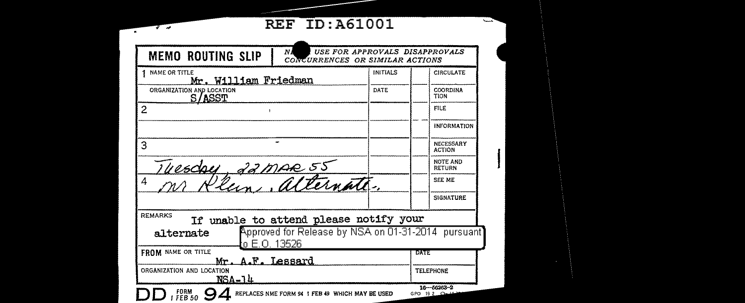REF ID:A61001

**MEMO ROUTING SLIP** | NEVER USE FOR APPROVALS DISAPPROVALS CONCURRENCES OR SIMILAR ACTIONS

| | INITIALS | | |
|---|---|---|---|
| 1 NAME OR TITLE<br>Mr. William Friedman | INITIALS | | CIRCULATE |
| ORGANIZATION AND LOCATION<br>S/ASST | DATE | | COORDINATION |
| 2 | | | FILE |
| | | | INFORMATION |
| 3 | | | NECESSARY ACTION |
| Tuesday, 22 MAR 55 | | | NOTE AND RETURN |
| 4 Mr Klein, alternate. | | | SEE ME |
| | | | SIGNATURE |

REMARKS
If unable to attend please notify your alternate

Approved for Release by NSA on 01-31-2014 pursuant to E.O. 13526

| FROM NAME OR TITLE | DATE |
|---|---|
| Mr. A.F. Lessard | |
| ORGANIZATION AND LOCATION | TELEPHONE |
| NSA-14 | |

DD FORM 1 FEB 50 94 REPLACES NME FORM 94 1 FEB 49 WHICH MAY BE USED

16—50263-2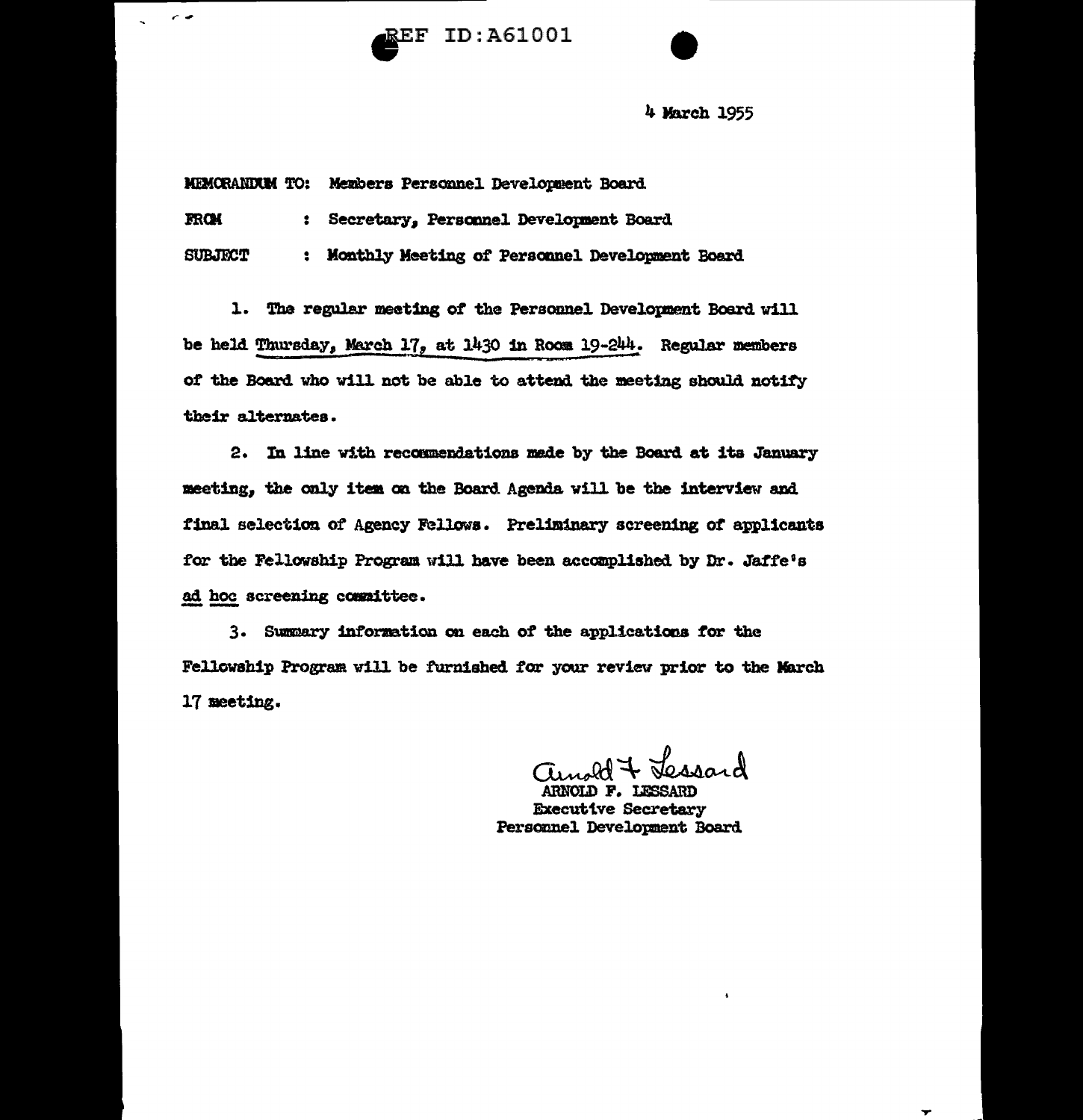REF ID:A61001

4 March 1955

MEMORANDUM TO: Members Personnel Development Board

FROM : Secretary, Personnel Development Board

SUBJECT : Monthly Meeting of Personnel Development Board

1. The regular meeting of the Personnel Development Board will be held Thursday, March 17, at 1430 in Room 19-244. Regular members of the Board who will not be able to attend the meeting should notify their alternates.

2. In line with recommendations made by the Board at its January meeting, the only item on the Board Agenda will be the interview and final selection of Agency Fellows. Preliminary screening of applicants for the Fellowship Program will have been accomplished by Dr. Jaffe's *ad hoc* screening committee.

3. Summary information on each of the applications for the Fellowship Program will be furnished for your review prior to the March 17 meeting.

Arnold F. Lessard

ARNOLD F. LESSARD
Executive Secretary
Personnel Development Board